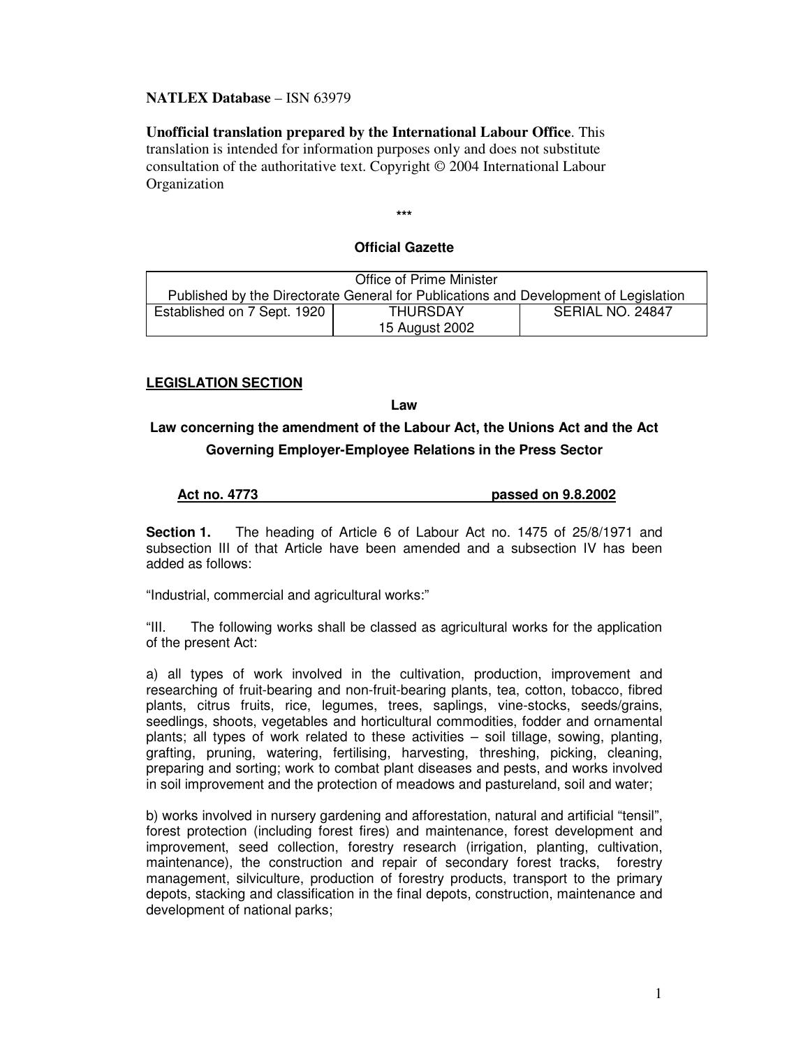**NATLEX Database** – ISN 63979

**Unofficial translation prepared by the International Labour Office**. This translation is intended for information purposes only and does not substitute consultation of the authoritative text. Copyright © 2004 International Labour Organization

\*\*\*

**Official Gazette**

| Office of Prime Minister<br>Published by the Directorate General for Publications and Development of Legislation | | |
|---|---|---|
| Established on 7 Sept. 1920 | THURSDAY<br>15 August 2002 | SERIAL NO. 24847 |

**LEGISLATION SECTION**

**Law**

**Law concerning the amendment of the Labour Act, the Unions Act and the Act Governing Employer-Employee Relations in the Press Sector**

**Act no. 4773 passed on 9.8.2002**

**Section 1.** The heading of Article 6 of Labour Act no. 1475 of 25/8/1971 and subsection III of that Article have been amended and a subsection IV has been added as follows:

"Industrial, commercial and agricultural works:"

"III. The following works shall be classed as agricultural works for the application of the present Act:

a) all types of work involved in the cultivation, production, improvement and researching of fruit-bearing and non-fruit-bearing plants, tea, cotton, tobacco, fibred plants, citrus fruits, rice, legumes, trees, saplings, vine-stocks, seeds/grains, seedlings, shoots, vegetables and horticultural commodities, fodder and ornamental plants; all types of work related to these activities – soil tillage, sowing, planting, grafting, pruning, watering, fertilising, harvesting, threshing, picking, cleaning, preparing and sorting; work to combat plant diseases and pests, and works involved in soil improvement and the protection of meadows and pastureland, soil and water;

b) works involved in nursery gardening and afforestation, natural and artificial "tensil", forest protection (including forest fires) and maintenance, forest development and improvement, seed collection, forestry research (irrigation, planting, cultivation, maintenance), the construction and repair of secondary forest tracks, forestry management, silviculture, production of forestry products, transport to the primary depots, stacking and classification in the final depots, construction, maintenance and development of national parks;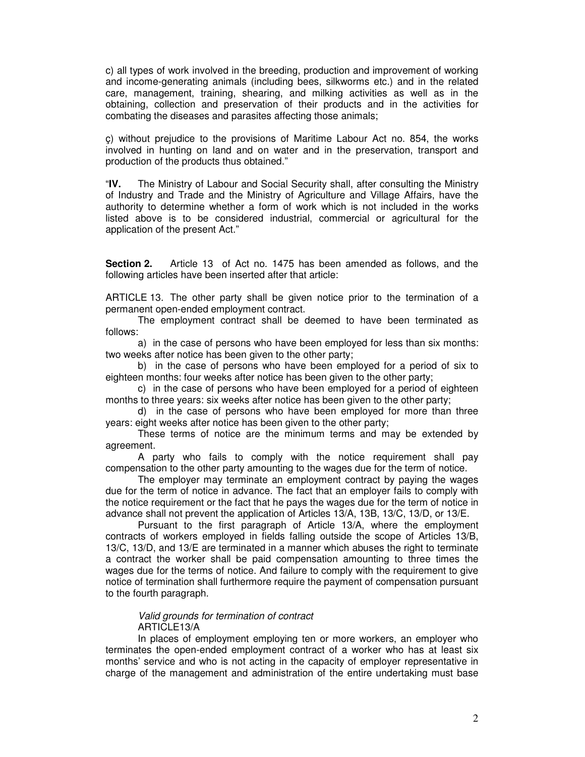c) all types of work involved in the breeding, production and improvement of working and income-generating animals (including bees, silkworms etc.) and in the related care, management, training, shearing, and milking activities as well as in the obtaining, collection and preservation of their products and in the activities for combating the diseases and parasites affecting those animals;

ç) without prejudice to the provisions of Maritime Labour Act no. 854, the works involved in hunting on land and on water and in the preservation, transport and production of the products thus obtained."

"**IV.** The Ministry of Labour and Social Security shall, after consulting the Ministry of Industry and Trade and the Ministry of Agriculture and Village Affairs, have the authority to determine whether a form of work which is not included in the works listed above is to be considered industrial, commercial or agricultural for the application of the present Act."

**Section 2.** Article 13 of Act no. 1475 has been amended as follows, and the following articles have been inserted after that article:

ARTICLE 13. The other party shall be given notice prior to the termination of a permanent open-ended employment contract.

The employment contract shall be deemed to have been terminated as follows:

a) in the case of persons who have been employed for less than six months: two weeks after notice has been given to the other party;

b) in the case of persons who have been employed for a period of six to eighteen months: four weeks after notice has been given to the other party;

c) in the case of persons who have been employed for a period of eighteen months to three years: six weeks after notice has been given to the other party;

d) in the case of persons who have been employed for more than three years: eight weeks after notice has been given to the other party;

These terms of notice are the minimum terms and may be extended by agreement.

A party who fails to comply with the notice requirement shall pay compensation to the other party amounting to the wages due for the term of notice.

The employer may terminate an employment contract by paying the wages due for the term of notice in advance. The fact that an employer fails to comply with the notice requirement or the fact that he pays the wages due for the term of notice in advance shall not prevent the application of Articles 13/A, 13B, 13/C, 13/D, or 13/E.

Pursuant to the first paragraph of Article 13/A, where the employment contracts of workers employed in fields falling outside the scope of Articles 13/B, 13/C, 13/D, and 13/E are terminated in a manner which abuses the right to terminate a contract the worker shall be paid compensation amounting to three times the wages due for the terms of notice. And failure to comply with the requirement to give notice of termination shall furthermore require the payment of compensation pursuant to the fourth paragraph.

*Valid grounds for termination of contract*
ARTICLE13/A

In places of employment employing ten or more workers, an employer who terminates the open-ended employment contract of a worker who has at least six months' service and who is not acting in the capacity of employer representative in charge of the management and administration of the entire undertaking must base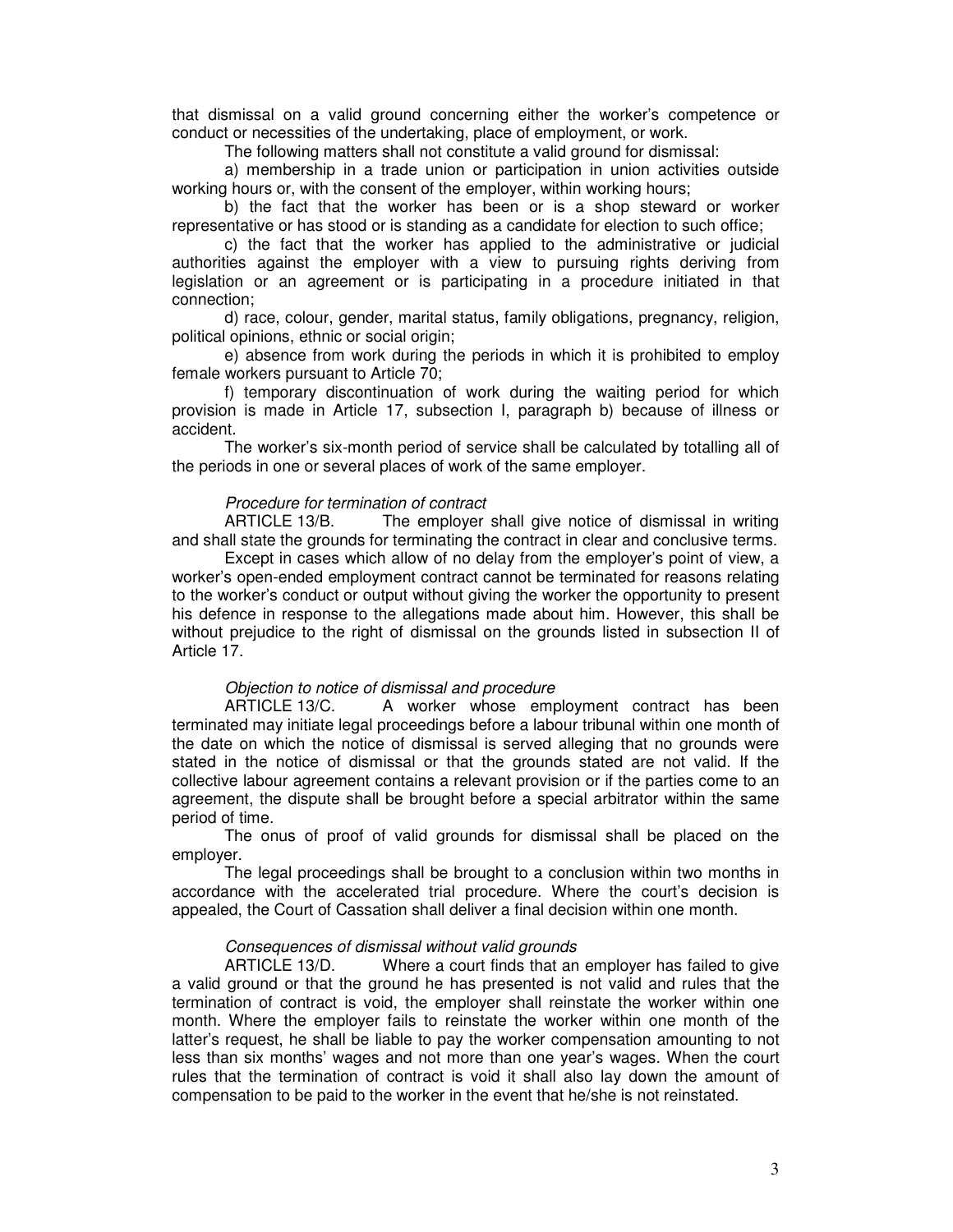that dismissal on a valid ground concerning either the worker's competence or conduct or necessities of the undertaking, place of employment, or work.

The following matters shall not constitute a valid ground for dismissal:

a) membership in a trade union or participation in union activities outside working hours or, with the consent of the employer, within working hours;

b) the fact that the worker has been or is a shop steward or worker representative or has stood or is standing as a candidate for election to such office;

c) the fact that the worker has applied to the administrative or judicial authorities against the employer with a view to pursuing rights deriving from legislation or an agreement or is participating in a procedure initiated in that connection;

d) race, colour, gender, marital status, family obligations, pregnancy, religion, political opinions, ethnic or social origin;

e) absence from work during the periods in which it is prohibited to employ female workers pursuant to Article 70;

f) temporary discontinuation of work during the waiting period for which provision is made in Article 17, subsection I, paragraph b) because of illness or accident.

The worker's six-month period of service shall be calculated by totalling all of the periods in one or several places of work of the same employer.

*Procedure for termination of contract*

ARTICLE 13/B. The employer shall give notice of dismissal in writing and shall state the grounds for terminating the contract in clear and conclusive terms.

Except in cases which allow of no delay from the employer's point of view, a worker's open-ended employment contract cannot be terminated for reasons relating to the worker's conduct or output without giving the worker the opportunity to present his defence in response to the allegations made about him. However, this shall be without prejudice to the right of dismissal on the grounds listed in subsection II of Article 17.

*Objection to notice of dismissal and procedure*

ARTICLE 13/C. A worker whose employment contract has been terminated may initiate legal proceedings before a labour tribunal within one month of the date on which the notice of dismissal is served alleging that no grounds were stated in the notice of dismissal or that the grounds stated are not valid. If the collective labour agreement contains a relevant provision or if the parties come to an agreement, the dispute shall be brought before a special arbitrator within the same period of time.

The onus of proof of valid grounds for dismissal shall be placed on the employer.

The legal proceedings shall be brought to a conclusion within two months in accordance with the accelerated trial procedure. Where the court's decision is appealed, the Court of Cassation shall deliver a final decision within one month.

*Consequences of dismissal without valid grounds*

ARTICLE 13/D. Where a court finds that an employer has failed to give a valid ground or that the ground he has presented is not valid and rules that the termination of contract is void, the employer shall reinstate the worker within one month. Where the employer fails to reinstate the worker within one month of the latter's request, he shall be liable to pay the worker compensation amounting to not less than six months' wages and not more than one year's wages. When the court rules that the termination of contract is void it shall also lay down the amount of compensation to be paid to the worker in the event that he/she is not reinstated.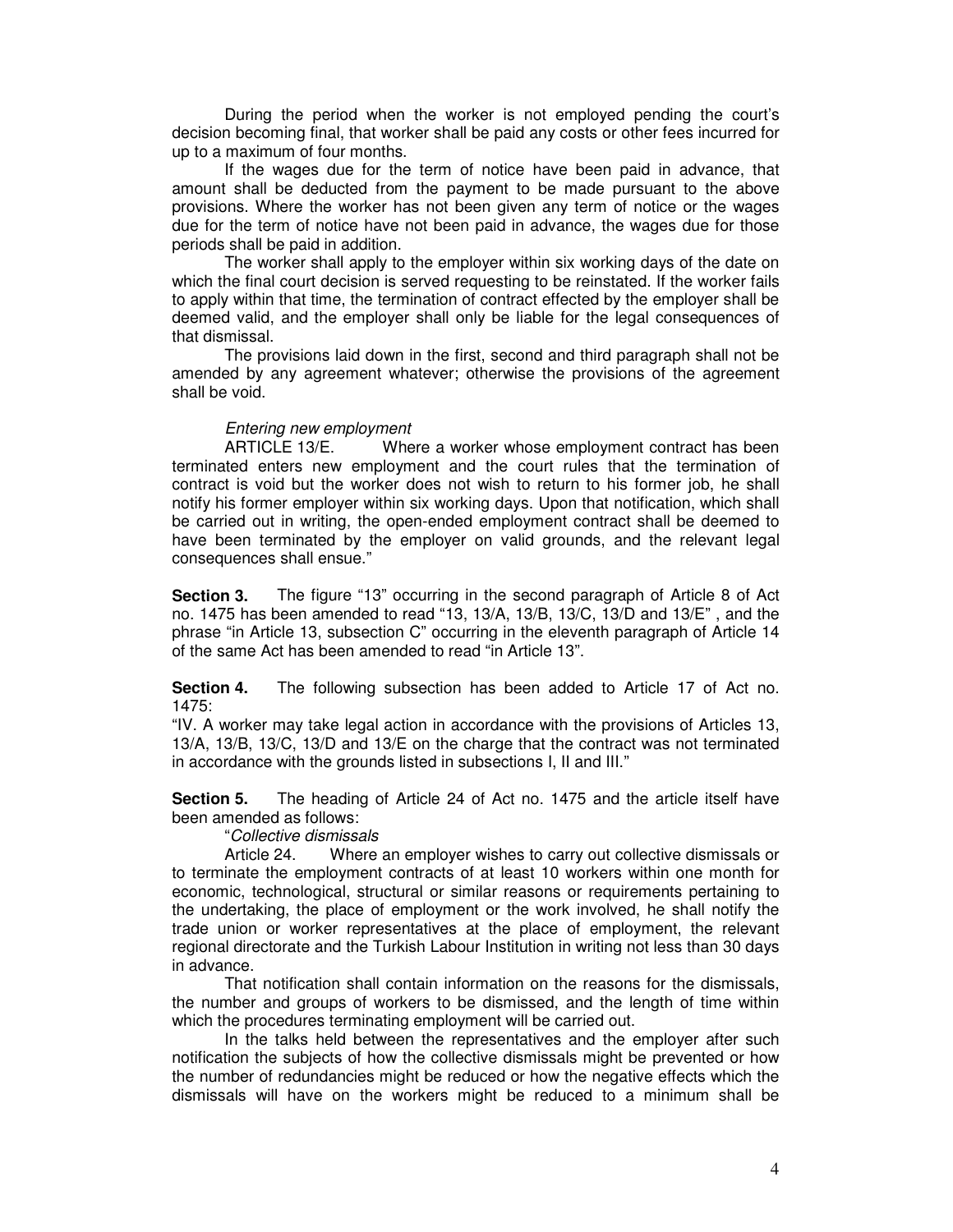During the period when the worker is not employed pending the court's decision becoming final, that worker shall be paid any costs or other fees incurred for up to a maximum of four months.

If the wages due for the term of notice have been paid in advance, that amount shall be deducted from the payment to be made pursuant to the above provisions. Where the worker has not been given any term of notice or the wages due for the term of notice have not been paid in advance, the wages due for those periods shall be paid in addition.

The worker shall apply to the employer within six working days of the date on which the final court decision is served requesting to be reinstated. If the worker fails to apply within that time, the termination of contract effected by the employer shall be deemed valid, and the employer shall only be liable for the legal consequences of that dismissal.

The provisions laid down in the first, second and third paragraph shall not be amended by any agreement whatever; otherwise the provisions of the agreement shall be void.

*Entering new employment*

ARTICLE 13/E. Where a worker whose employment contract has been terminated enters new employment and the court rules that the termination of contract is void but the worker does not wish to return to his former job, he shall notify his former employer within six working days. Upon that notification, which shall be carried out in writing, the open-ended employment contract shall be deemed to have been terminated by the employer on valid grounds, and the relevant legal consequences shall ensue."

**Section 3.** The figure "13" occurring in the second paragraph of Article 8 of Act no. 1475 has been amended to read "13, 13/A, 13/B, 13/C, 13/D and 13/E" , and the phrase "in Article 13, subsection C" occurring in the eleventh paragraph of Article 14 of the same Act has been amended to read "in Article 13".

**Section 4.** The following subsection has been added to Article 17 of Act no. 1475:

"IV. A worker may take legal action in accordance with the provisions of Articles 13, 13/A, 13/B, 13/C, 13/D and 13/E on the charge that the contract was not terminated in accordance with the grounds listed in subsections I, II and III."

**Section 5.** The heading of Article 24 of Act no. 1475 and the article itself have been amended as follows:

"*Collective dismissals*

Article 24. Where an employer wishes to carry out collective dismissals or to terminate the employment contracts of at least 10 workers within one month for economic, technological, structural or similar reasons or requirements pertaining to the undertaking, the place of employment or the work involved, he shall notify the trade union or worker representatives at the place of employment, the relevant regional directorate and the Turkish Labour Institution in writing not less than 30 days in advance.

That notification shall contain information on the reasons for the dismissals, the number and groups of workers to be dismissed, and the length of time within which the procedures terminating employment will be carried out.

In the talks held between the representatives and the employer after such notification the subjects of how the collective dismissals might be prevented or how the number of redundancies might be reduced or how the negative effects which the dismissals will have on the workers might be reduced to a minimum shall be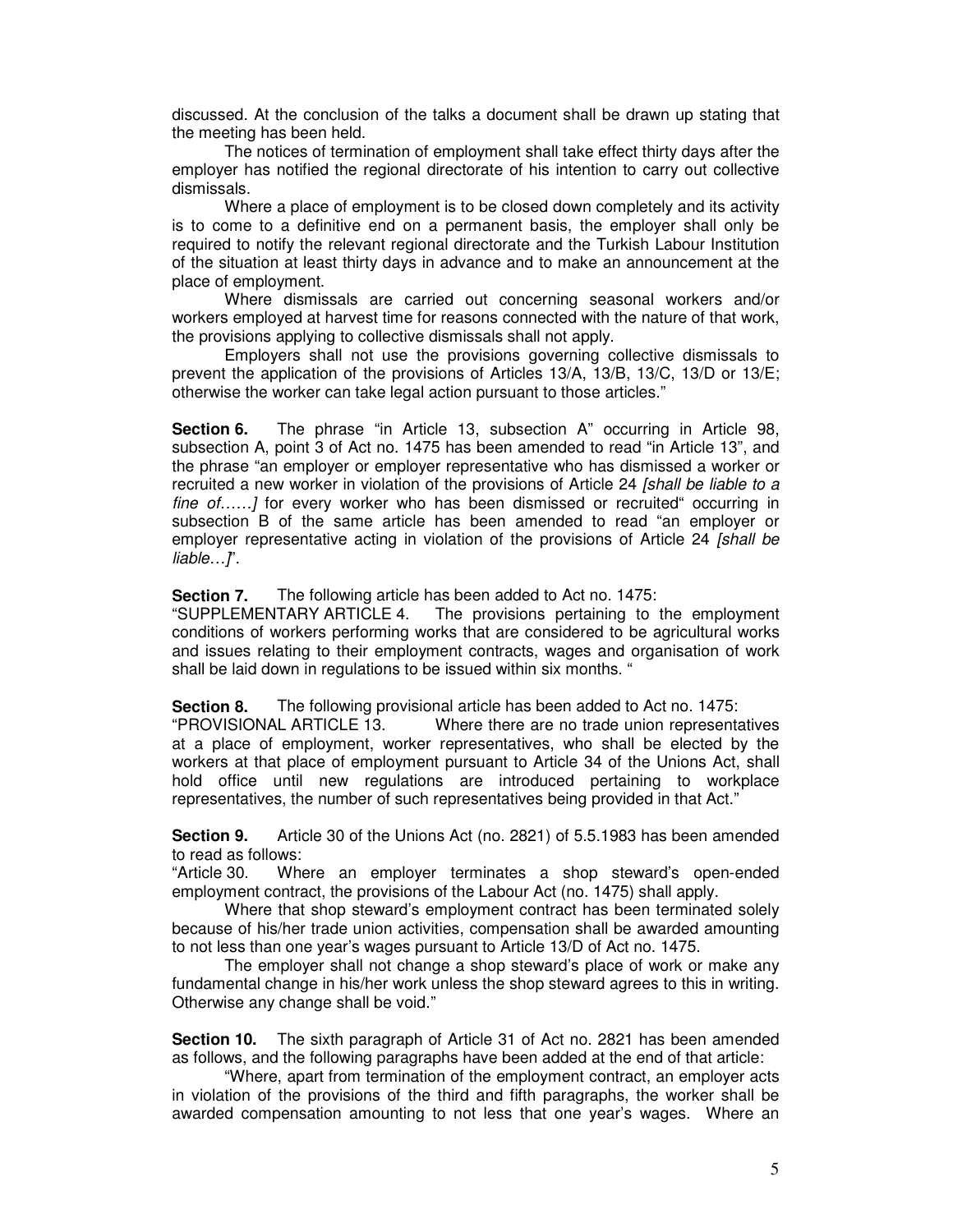discussed. At the conclusion of the talks a document shall be drawn up stating that the meeting has been held.

The notices of termination of employment shall take effect thirty days after the employer has notified the regional directorate of his intention to carry out collective dismissals.

Where a place of employment is to be closed down completely and its activity is to come to a definitive end on a permanent basis, the employer shall only be required to notify the relevant regional directorate and the Turkish Labour Institution of the situation at least thirty days in advance and to make an announcement at the place of employment.

Where dismissals are carried out concerning seasonal workers and/or workers employed at harvest time for reasons connected with the nature of that work, the provisions applying to collective dismissals shall not apply.

Employers shall not use the provisions governing collective dismissals to prevent the application of the provisions of Articles 13/A, 13/B, 13/C, 13/D or 13/E; otherwise the worker can take legal action pursuant to those articles."

**Section 6.** The phrase "in Article 13, subsection A" occurring in Article 98, subsection A, point 3 of Act no. 1475 has been amended to read "in Article 13", and the phrase "an employer or employer representative who has dismissed a worker or recruited a new worker in violation of the provisions of Article 24 *[shall be liable to a fine of……]* for every worker who has been dismissed or recruited" occurring in subsection B of the same article has been amended to read "an employer or employer representative acting in violation of the provisions of Article 24 *[shall be liable…]*".

**Section 7.** The following article has been added to Act no. 1475:

"SUPPLEMENTARY ARTICLE 4. The provisions pertaining to the employment conditions of workers performing works that are considered to be agricultural works and issues relating to their employment contracts, wages and organisation of work shall be laid down in regulations to be issued within six months. "

**Section 8.** The following provisional article has been added to Act no. 1475:

"PROVISIONAL ARTICLE 13. Where there are no trade union representatives at a place of employment, worker representatives, who shall be elected by the workers at that place of employment pursuant to Article 34 of the Unions Act, shall hold office until new regulations are introduced pertaining to workplace representatives, the number of such representatives being provided in that Act."

**Section 9.** Article 30 of the Unions Act (no. 2821) of 5.5.1983 has been amended to read as follows:

"Article 30. Where an employer terminates a shop steward's open-ended employment contract, the provisions of the Labour Act (no. 1475) shall apply.

Where that shop steward's employment contract has been terminated solely because of his/her trade union activities, compensation shall be awarded amounting to not less than one year's wages pursuant to Article 13/D of Act no. 1475.

The employer shall not change a shop steward's place of work or make any fundamental change in his/her work unless the shop steward agrees to this in writing. Otherwise any change shall be void."

**Section 10.** The sixth paragraph of Article 31 of Act no. 2821 has been amended as follows, and the following paragraphs have been added at the end of that article:

"Where, apart from termination of the employment contract, an employer acts in violation of the provisions of the third and fifth paragraphs, the worker shall be awarded compensation amounting to not less that one year's wages. Where an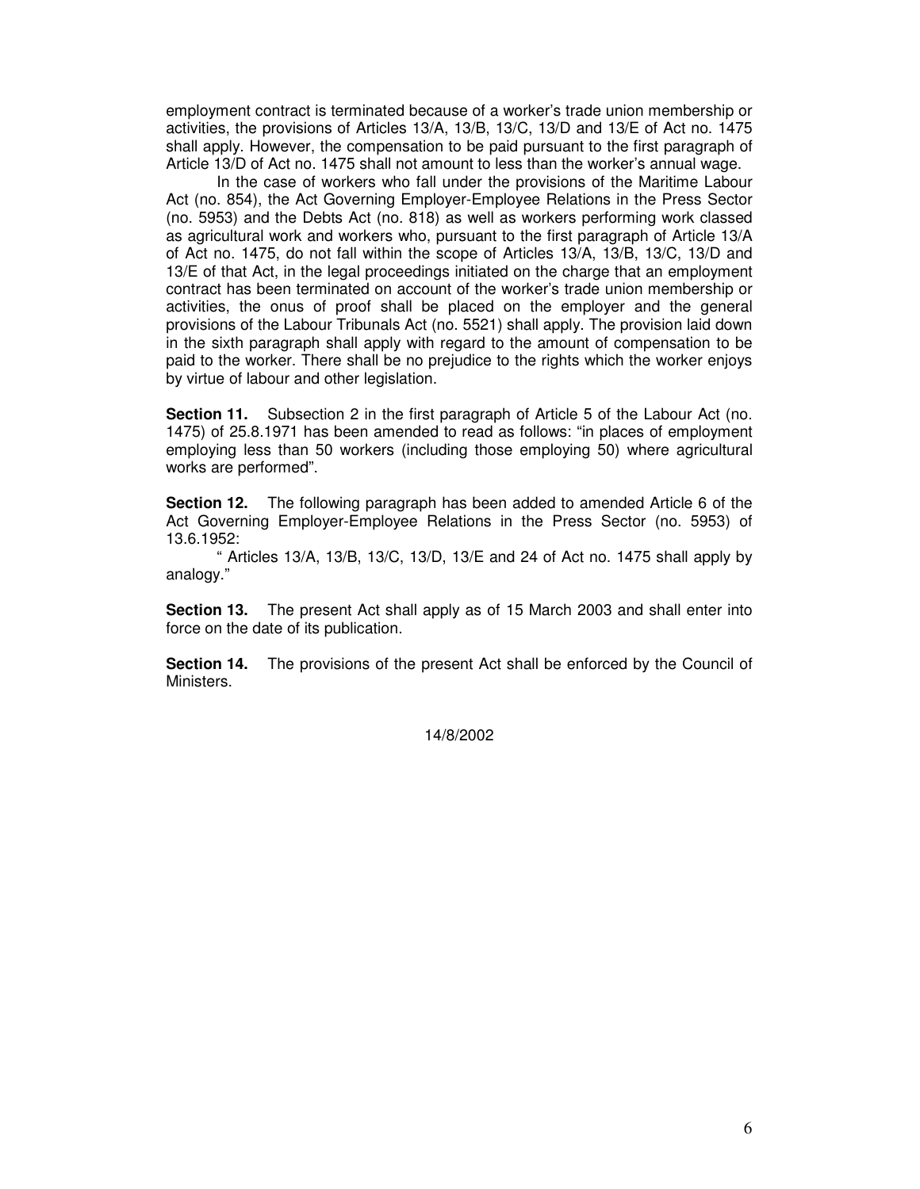employment contract is terminated because of a worker's trade union membership or activities, the provisions of Articles 13/A, 13/B, 13/C, 13/D and 13/E of Act no. 1475 shall apply. However, the compensation to be paid pursuant to the first paragraph of Article 13/D of Act no. 1475 shall not amount to less than the worker's annual wage.

In the case of workers who fall under the provisions of the Maritime Labour Act (no. 854), the Act Governing Employer-Employee Relations in the Press Sector (no. 5953) and the Debts Act (no. 818) as well as workers performing work classed as agricultural work and workers who, pursuant to the first paragraph of Article 13/A of Act no. 1475, do not fall within the scope of Articles 13/A, 13/B, 13/C, 13/D and 13/E of that Act, in the legal proceedings initiated on the charge that an employment contract has been terminated on account of the worker's trade union membership or activities, the onus of proof shall be placed on the employer and the general provisions of the Labour Tribunals Act (no. 5521) shall apply. The provision laid down in the sixth paragraph shall apply with regard to the amount of compensation to be paid to the worker. There shall be no prejudice to the rights which the worker enjoys by virtue of labour and other legislation.

**Section 11.** Subsection 2 in the first paragraph of Article 5 of the Labour Act (no. 1475) of 25.8.1971 has been amended to read as follows: "in places of employment employing less than 50 workers (including those employing 50) where agricultural works are performed".

**Section 12.** The following paragraph has been added to amended Article 6 of the Act Governing Employer-Employee Relations in the Press Sector (no. 5953) of 13.6.1952:

" Articles 13/A, 13/B, 13/C, 13/D, 13/E and 24 of Act no. 1475 shall apply by analogy."

**Section 13.** The present Act shall apply as of 15 March 2003 and shall enter into force on the date of its publication.

**Section 14.** The provisions of the present Act shall be enforced by the Council of Ministers.

14/8/2002